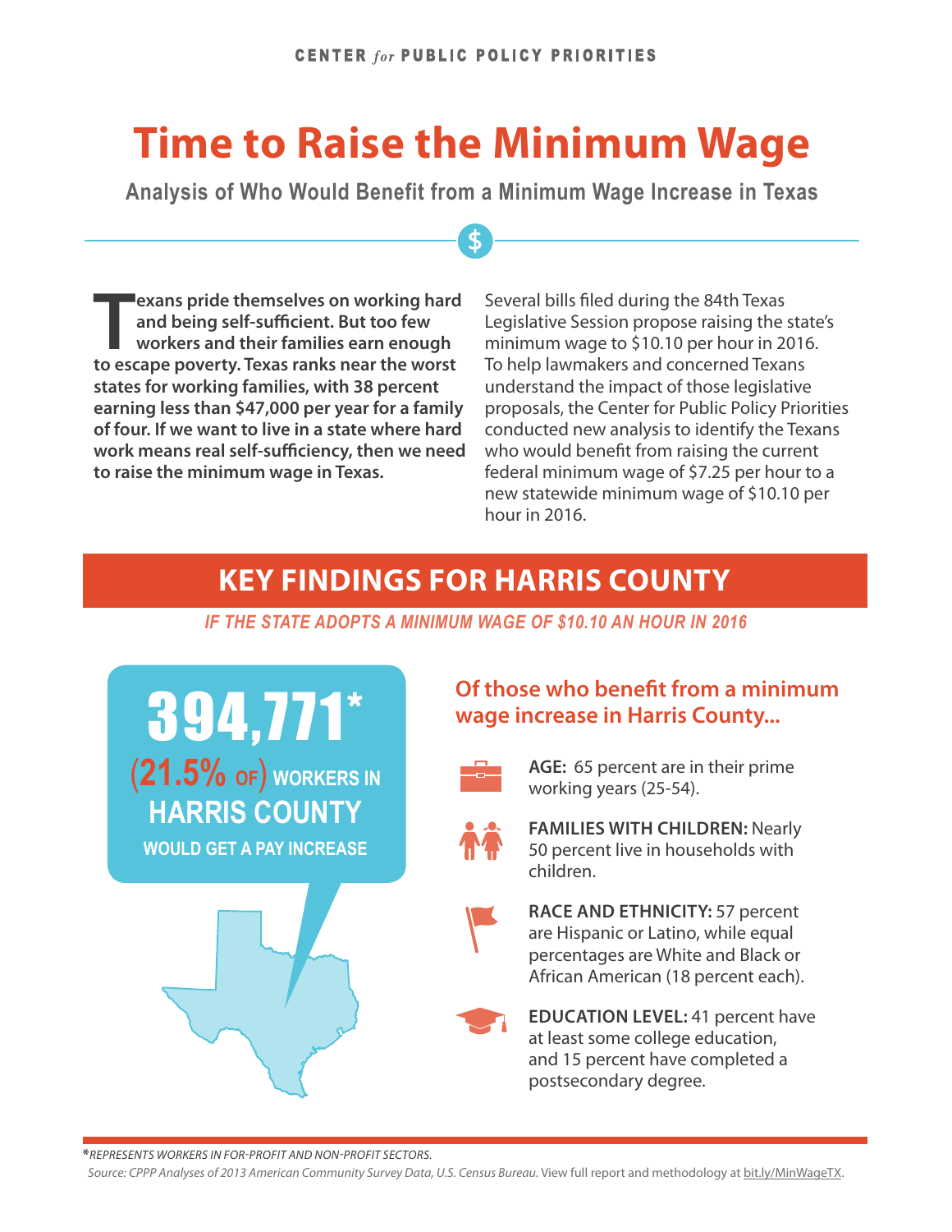CENTER *for* PUBLIC POLICY PRIORITIES

# Time to Raise the Minimum Wage

## Analysis of Who Would Benefit from a Minimum Wage Increase in Texas

**Texans pride themselves on working hard and being self-sufficient. But too few workers and their families earn enough to escape poverty. Texas ranks near the worst states for working families, with 38 percent earning less than $47,000 per year for a family of four. If we want to live in a state where hard work means real self-sufficiency, then we need to raise the minimum wage in Texas.**

Several bills filed during the 84th Texas Legislative Session propose raising the state's minimum wage to $10.10 per hour in 2016. To help lawmakers and concerned Texans understand the impact of those legislative proposals, the Center for Public Policy Priorities conducted new analysis to identify the Texans who would benefit from raising the current federal minimum wage of $7.25 per hour to a new statewide minimum wage of $10.10 per hour in 2016.

## KEY FINDINGS FOR HARRIS COUNTY

*IF THE STATE ADOPTS A MINIMUM WAGE OF $10.10 AN HOUR IN 2016*

**394,771*** **(21.5% OF) WORKERS IN HARRIS COUNTY WOULD GET A PAY INCREASE**

### Of those who benefit from a minimum wage increase in Harris County...

- **AGE:** 65 percent are in their prime working years (25-54).
- **FAMILIES WITH CHILDREN:** Nearly 50 percent live in households with children.
- **RACE AND ETHNICITY:** 57 percent are Hispanic or Latino, while equal percentages are White and Black or African American (18 percent each).
- **EDUCATION LEVEL:** 41 percent have at least some college education, and 15 percent have completed a postsecondary degree.

*\*REPRESENTS WORKERS IN FOR-PROFIT AND NON-PROFIT SECTORS.*

*Source: CPPP Analyses of 2013 American Community Survey Data, U.S. Census Bureau.* View full report and methodology at bit.ly/MinWageTX.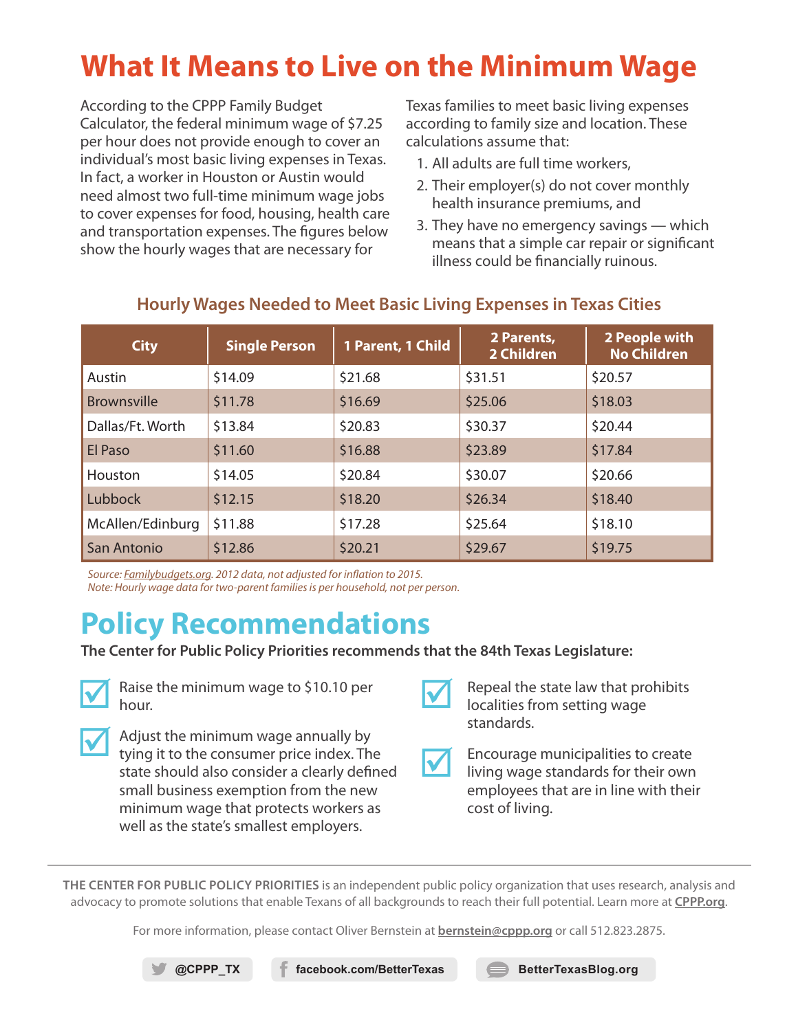# What It Means to Live on the Minimum Wage

According to the CPPP Family Budget Calculator, the federal minimum wage of $7.25 per hour does not provide enough to cover an individual's most basic living expenses in Texas. In fact, a worker in Houston or Austin would need almost two full-time minimum wage jobs to cover expenses for food, housing, health care and transportation expenses. The figures below show the hourly wages that are necessary for Texas families to meet basic living expenses according to family size and location. These calculations assume that:

1. All adults are full time workers,
2. Their employer(s) do not cover monthly health insurance premiums, and
3. They have no emergency savings — which means that a simple car repair or significant illness could be financially ruinous.

### Hourly Wages Needed to Meet Basic Living Expenses in Texas Cities

| City | Single Person | 1 Parent, 1 Child | 2 Parents, 2 Children | 2 People with No Children |
|---|---|---|---|---|
| Austin | $14.09 | $21.68 | $31.51 | $20.57 |
| Brownsville | $11.78 | $16.69 | $25.06 | $18.03 |
| Dallas/Ft. Worth | $13.84 | $20.83 | $30.37 | $20.44 |
| El Paso | $11.60 | $16.88 | $23.89 | $17.84 |
| Houston | $14.05 | $20.84 | $30.07 | $20.66 |
| Lubbock | $12.15 | $18.20 | $26.34 | $18.40 |
| McAllen/Edinburg | $11.88 | $17.28 | $25.64 | $18.10 |
| San Antonio | $12.86 | $20.21 | $29.67 | $19.75 |

*Source: Familybudgets.org. 2012 data, not adjusted for inflation to 2015.*
*Note: Hourly wage data for two-parent families is per household, not per person.*

# Policy Recommendations

**The Center for Public Policy Priorities recommends that the 84th Texas Legislature:**

- Raise the minimum wage to $10.10 per hour.
- Adjust the minimum wage annually by tying it to the consumer price index. The state should also consider a clearly defined small business exemption from the new minimum wage that protects workers as well as the state's smallest employers.
- Repeal the state law that prohibits localities from setting wage standards.
- Encourage municipalities to create living wage standards for their own employees that are in line with their cost of living.

**THE CENTER FOR PUBLIC POLICY PRIORITIES** is an independent public policy organization that uses research, analysis and advocacy to promote solutions that enable Texans of all backgrounds to reach their full potential. Learn more at CPPP.org.

For more information, please contact Oliver Bernstein at bernstein@cppp.org or call 512.823.2875.

@CPPP_TX | facebook.com/BetterTexas | BetterTexasBlog.org